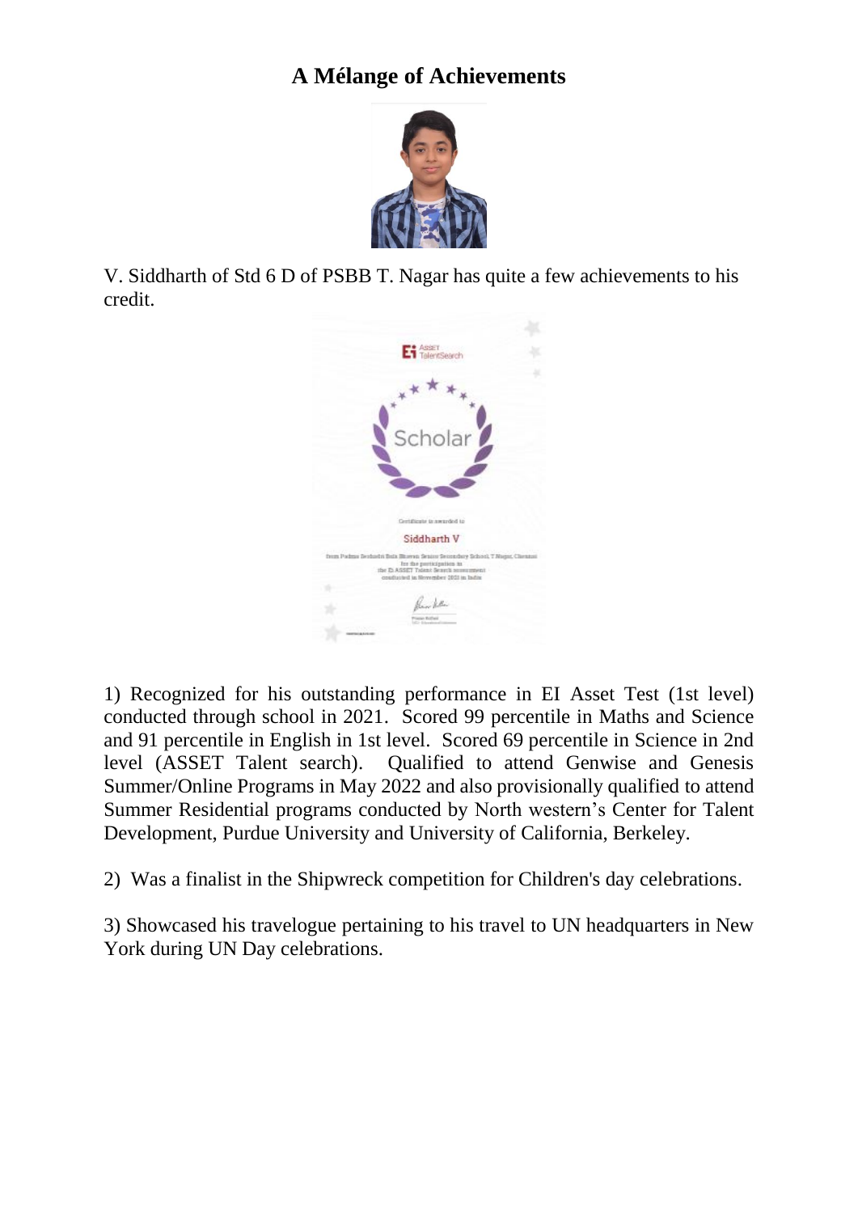# A Mélange of Achievements

V. Siddharth of Std 6 D of PSBB T. Nagar has quite a few achievements to his credit.

1) Recognized for his outstanding performance in EI Asset Test (1st level) conducted through school in 2021. Scored 99 percentile in Maths and Science and 91 percentile in English in 1st level. Scored 69 percentile in Science in 2nd level (ASSET Talent search). Qualified to attend Genwise and Genesis Summer/Online Programs in May 2022 and also provisionally qualified to attend Summer Residential programs conducted by North western's Center for Talent Development, Purdue University and University of California, Berkeley.

2) Was a finalist in the Shipwreck competition for Children's day celebrations.

3) Showcased his travelogue pertaining to his travel to UN headquarters in New York during UN Day celebrations.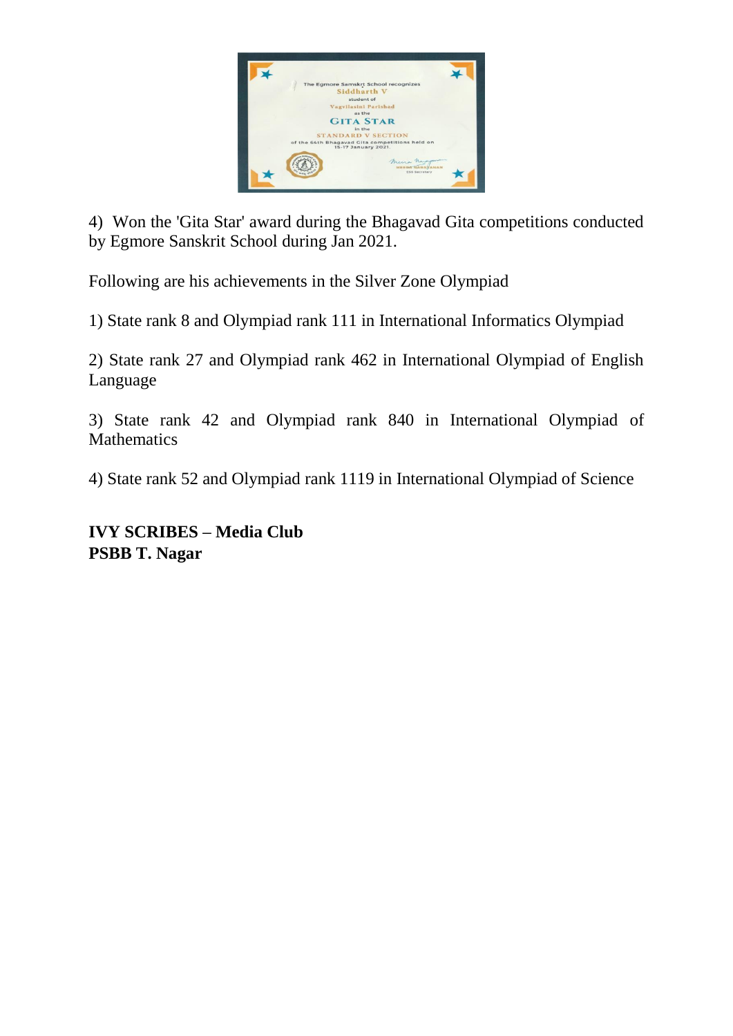4) Won the 'Gita Star' award during the Bhagavad Gita competitions conducted by Egmore Sanskrit School during Jan 2021.

Following are his achievements in the Silver Zone Olympiad

1) State rank 8 and Olympiad rank 111 in International Informatics Olympiad

2) State rank 27 and Olympiad rank 462 in International Olympiad of English Language

3) State rank 42 and Olympiad rank 840 in International Olympiad of Mathematics

4) State rank 52 and Olympiad rank 1119 in International Olympiad of Science

**IVY SCRIBES – Media Club**
**PSBB T. Nagar**